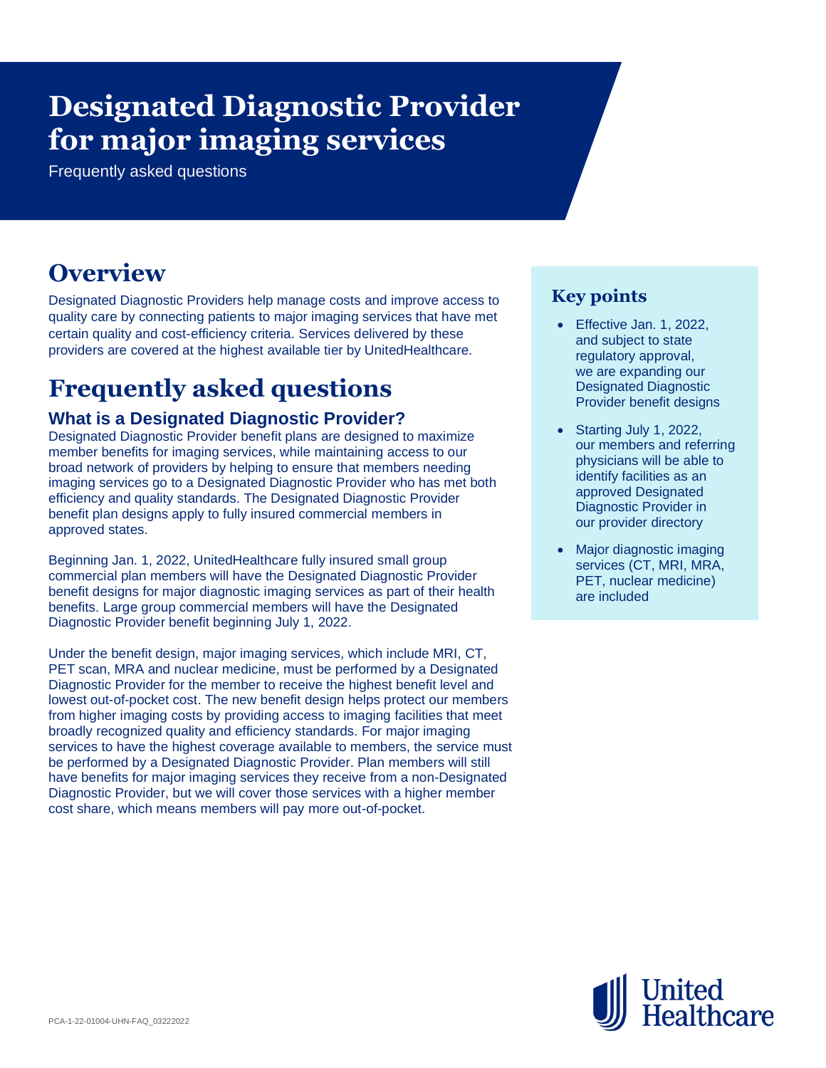# Designated Diagnostic Provider for major imaging services

Frequently asked questions

## Overview

Designated Diagnostic Providers help manage costs and improve access to quality care by connecting patients to major imaging services that have met certain quality and cost-efficiency criteria. Services delivered by these providers are covered at the highest available tier by UnitedHealthcare.

### Key points

- Effective Jan. 1, 2022, and subject to state regulatory approval, we are expanding our Designated Diagnostic Provider benefit designs
- Starting July 1, 2022, our members and referring physicians will be able to identify facilities as an approved Designated Diagnostic Provider in our provider directory
- Major diagnostic imaging services (CT, MRI, MRA, PET, nuclear medicine) are included

## Frequently asked questions

### What is a Designated Diagnostic Provider?

Designated Diagnostic Provider benefit plans are designed to maximize member benefits for imaging services, while maintaining access to our broad network of providers by helping to ensure that members needing imaging services go to a Designated Diagnostic Provider who has met both efficiency and quality standards. The Designated Diagnostic Provider benefit plan designs apply to fully insured commercial members in approved states.

Beginning Jan. 1, 2022, UnitedHealthcare fully insured small group commercial plan members will have the Designated Diagnostic Provider benefit designs for major diagnostic imaging services as part of their health benefits. Large group commercial members will have the Designated Diagnostic Provider benefit beginning July 1, 2022.

Under the benefit design, major imaging services, which include MRI, CT, PET scan, MRA and nuclear medicine, must be performed by a Designated Diagnostic Provider for the member to receive the highest benefit level and lowest out-of-pocket cost. The new benefit design helps protect our members from higher imaging costs by providing access to imaging facilities that meet broadly recognized quality and efficiency standards. For major imaging services to have the highest coverage available to members, the service must be performed by a Designated Diagnostic Provider. Plan members will still have benefits for major imaging services they receive from a non-Designated Diagnostic Provider, but we will cover those services with a higher member cost share, which means members will pay more out-of-pocket.

PCA-1-22-01004-UHN-FAQ_03222022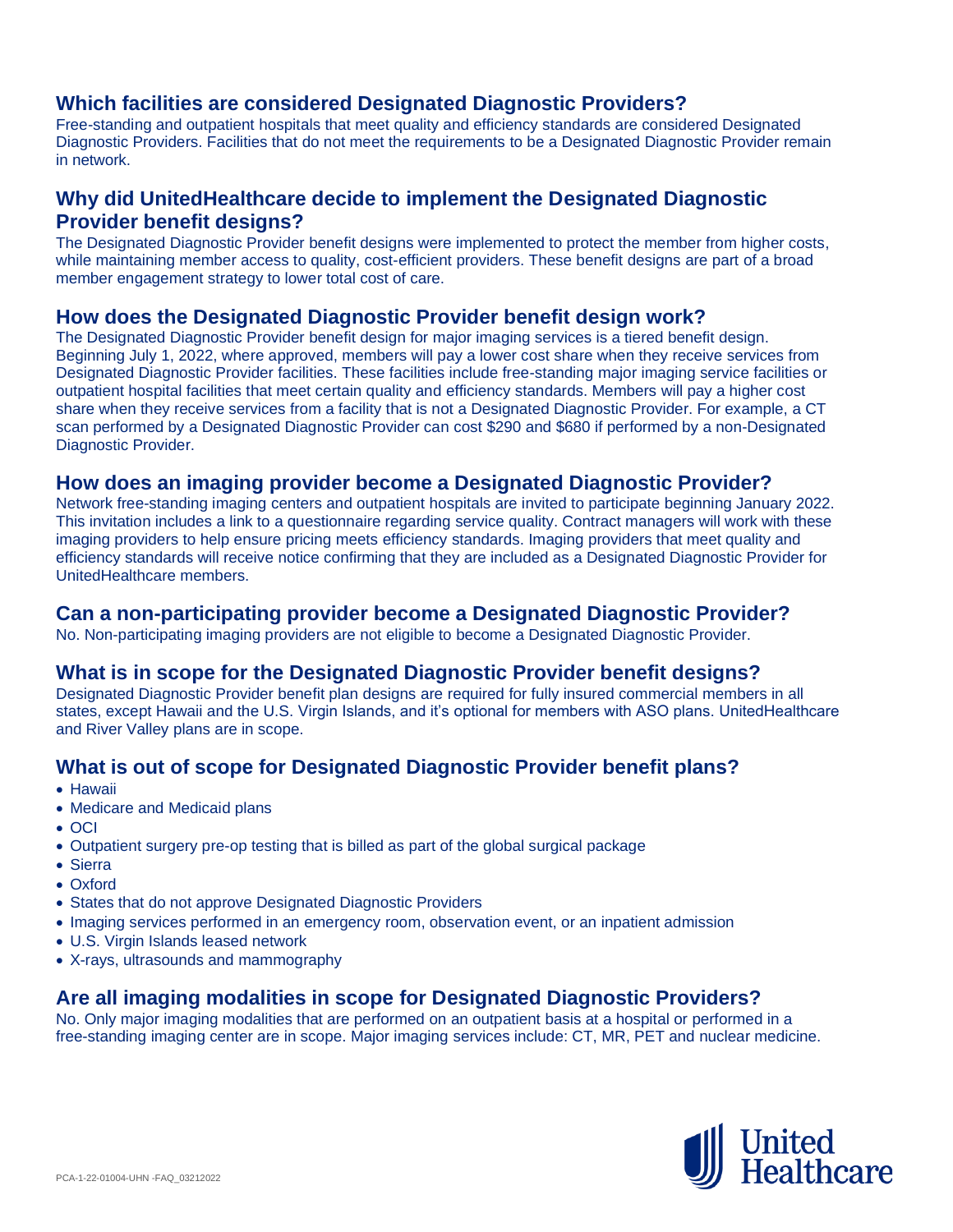## Which facilities are considered Designated Diagnostic Providers?

Free-standing and outpatient hospitals that meet quality and efficiency standards are considered Designated Diagnostic Providers. Facilities that do not meet the requirements to be a Designated Diagnostic Provider remain in network.

## Why did UnitedHealthcare decide to implement the Designated Diagnostic Provider benefit designs?

The Designated Diagnostic Provider benefit designs were implemented to protect the member from higher costs, while maintaining member access to quality, cost-efficient providers. These benefit designs are part of a broad member engagement strategy to lower total cost of care.

## How does the Designated Diagnostic Provider benefit design work?

The Designated Diagnostic Provider benefit design for major imaging services is a tiered benefit design. Beginning July 1, 2022, where approved, members will pay a lower cost share when they receive services from Designated Diagnostic Provider facilities. These facilities include free-standing major imaging service facilities or outpatient hospital facilities that meet certain quality and efficiency standards. Members will pay a higher cost share when they receive services from a facility that is not a Designated Diagnostic Provider. For example, a CT scan performed by a Designated Diagnostic Provider can cost $290 and $680 if performed by a non-Designated Diagnostic Provider.

## How does an imaging provider become a Designated Diagnostic Provider?

Network free-standing imaging centers and outpatient hospitals are invited to participate beginning January 2022. This invitation includes a link to a questionnaire regarding service quality. Contract managers will work with these imaging providers to help ensure pricing meets efficiency standards. Imaging providers that meet quality and efficiency standards will receive notice confirming that they are included as a Designated Diagnostic Provider for UnitedHealthcare members.

## Can a non-participating provider become a Designated Diagnostic Provider?

No. Non-participating imaging providers are not eligible to become a Designated Diagnostic Provider.

## What is in scope for the Designated Diagnostic Provider benefit designs?

Designated Diagnostic Provider benefit plan designs are required for fully insured commercial members in all states, except Hawaii and the U.S. Virgin Islands, and it's optional for members with ASO plans. UnitedHealthcare and River Valley plans are in scope.

## What is out of scope for Designated Diagnostic Provider benefit plans?

- Hawaii
- Medicare and Medicaid plans
- OCI
- Outpatient surgery pre-op testing that is billed as part of the global surgical package
- Sierra
- Oxford
- States that do not approve Designated Diagnostic Providers
- Imaging services performed in an emergency room, observation event, or an inpatient admission
- U.S. Virgin Islands leased network
- X-rays, ultrasounds and mammography

## Are all imaging modalities in scope for Designated Diagnostic Providers?

No. Only major imaging modalities that are performed on an outpatient basis at a hospital or performed in a free-standing imaging center are in scope. Major imaging services include: CT, MR, PET and nuclear medicine.

PCA-1-22-01004-UHN -FAQ_03212022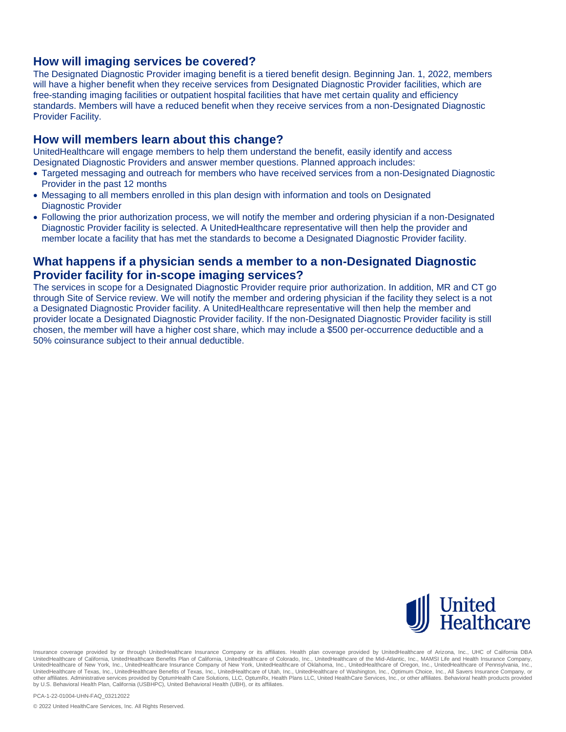## How will imaging services be covered?

The Designated Diagnostic Provider imaging benefit is a tiered benefit design. Beginning Jan. 1, 2022, members will have a higher benefit when they receive services from Designated Diagnostic Provider facilities, which are free-standing imaging facilities or outpatient hospital facilities that have met certain quality and efficiency standards. Members will have a reduced benefit when they receive services from a non-Designated Diagnostic Provider Facility.

## How will members learn about this change?

UnitedHealthcare will engage members to help them understand the benefit, easily identify and access Designated Diagnostic Providers and answer member questions. Planned approach includes:

- Targeted messaging and outreach for members who have received services from a non-Designated Diagnostic Provider in the past 12 months
- Messaging to all members enrolled in this plan design with information and tools on Designated Diagnostic Provider
- Following the prior authorization process, we will notify the member and ordering physician if a non-Designated Diagnostic Provider facility is selected. A UnitedHealthcare representative will then help the provider and member locate a facility that has met the standards to become a Designated Diagnostic Provider facility.

## What happens if a physician sends a member to a non-Designated Diagnostic Provider facility for in-scope imaging services?

The services in scope for a Designated Diagnostic Provider require prior authorization. In addition, MR and CT go through Site of Service review. We will notify the member and ordering physician if the facility they select is a not a Designated Diagnostic Provider facility. A UnitedHealthcare representative will then help the member and provider locate a Designated Diagnostic Provider facility. If the non-Designated Diagnostic Provider facility is still chosen, the member will have a higher cost share, which may include a $500 per-occurrence deductible and a 50% coinsurance subject to their annual deductible.

United Healthcare

Insurance coverage provided by or through UnitedHealthcare Insurance Company or its affiliates. Health plan coverage provided by UnitedHealthcare of Arizona, Inc., UHC of California DBA UnitedHealthcare of California, UnitedHealthcare Benefits Plan of California, UnitedHealthcare of Colorado, Inc., UnitedHealthcare of the Mid-Atlantic, Inc., MAMSI Life and Health Insurance Company, UnitedHealthcare of New York, Inc., UnitedHealthcare Insurance Company of New York, UnitedHealthcare of Oklahoma, Inc., UnitedHealthcare of Oregon, Inc., UnitedHealthcare of Pennsylvania, Inc., UnitedHealthcare of Texas, Inc., UnitedHealthcare Benefits of Texas, Inc., UnitedHealthcare of Utah, Inc., UnitedHealthcare of Washington, Inc., Optimum Choice, Inc., All Savers Insurance Company, or other affiliates. Administrative services provided by OptumHealth Care Solutions, LLC, OptumRx, Health Plans LLC, United HealthCare Services, Inc., or other affiliates. Behavioral health products provided by U.S. Behavioral Health Plan, California (USBHPC), United Behavioral Health (UBH), or its affiliates.

PCA-1-22-01004-UHN-FAQ_03212022

© 2022 United HealthCare Services, Inc. All Rights Reserved.